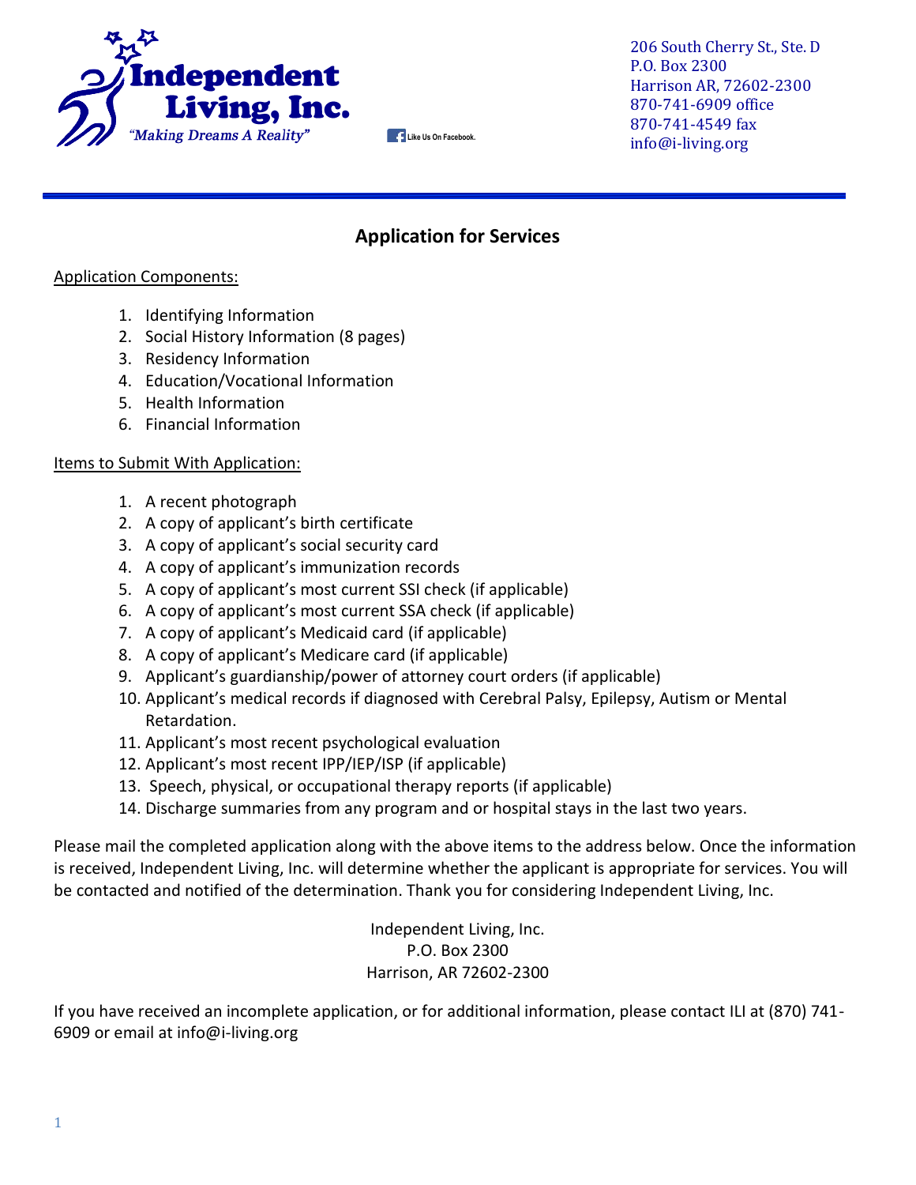**Independent Living, Inc.**
*"Making Dreams A Reality"*

Like Us On Facebook.

206 South Cherry St., Ste. D
P.O. Box 2300
Harrison AR, 72602-2300
870-741-6909 office
870-741-4549 fax
info@i-living.org

---

# Application for Services

Application Components:

1. Identifying Information
2. Social History Information (8 pages)
3. Residency Information
4. Education/Vocational Information
5. Health Information
6. Financial Information

Items to Submit With Application:

1. A recent photograph
2. A copy of applicant's birth certificate
3. A copy of applicant's social security card
4. A copy of applicant's immunization records
5. A copy of applicant's most current SSI check (if applicable)
6. A copy of applicant's most current SSA check (if applicable)
7. A copy of applicant's Medicaid card (if applicable)
8. A copy of applicant's Medicare card (if applicable)
9. Applicant's guardianship/power of attorney court orders (if applicable)
10. Applicant's medical records if diagnosed with Cerebral Palsy, Epilepsy, Autism or Mental Retardation.
11. Applicant's most recent psychological evaluation
12. Applicant's most recent IPP/IEP/ISP (if applicable)
13. Speech, physical, or occupational therapy reports (if applicable)
14. Discharge summaries from any program and or hospital stays in the last two years.

Please mail the completed application along with the above items to the address below. Once the information is received, Independent Living, Inc. will determine whether the applicant is appropriate for services. You will be contacted and notified of the determination. Thank you for considering Independent Living, Inc.

Independent Living, Inc.
P.O. Box 2300
Harrison, AR 72602-2300

If you have received an incomplete application, or for additional information, please contact ILI at (870) 741-6909 or email at info@i-living.org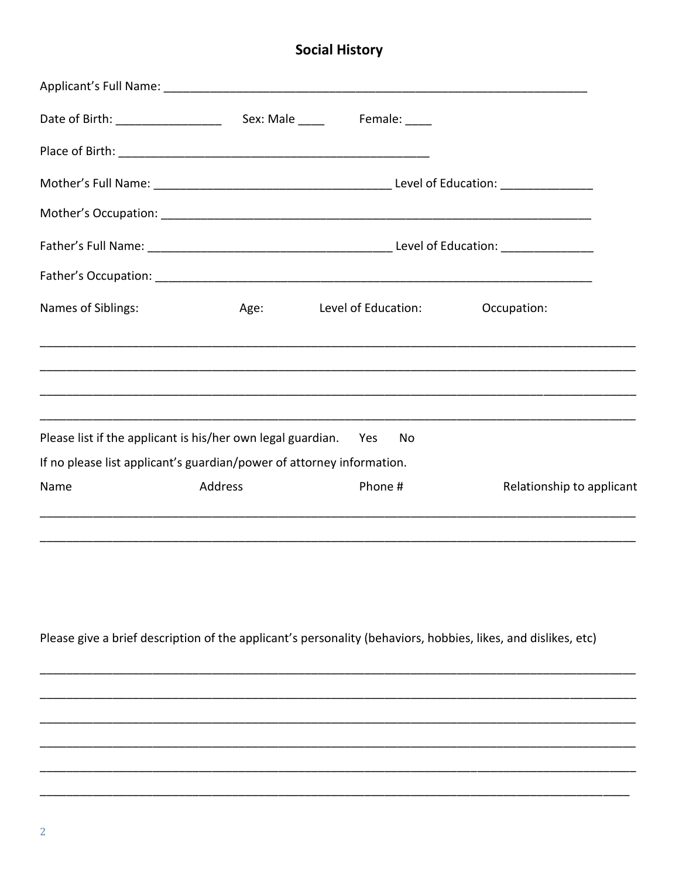## Social History

Applicant's Full Name: ___________________________________________________________________

Date of Birth: ________________ Sex: Male ____ Female: ____

Place of Birth: ________________________________________________

Mother's Full Name: ____________________________________ Level of Education: ______________

Mother's Occupation: __________________________________________________________________

Father's Full Name: ______________________________________ Level of Education: ______________

Father's Occupation: ___________________________________________________________________

| Names of Siblings: | Age: | Level of Education: | Occupation: |
|---|---|---|---|
| | | | |
| | | | |
| | | | |
| | | | |

Please list if the applicant is his/her own legal guardian. Yes No

If no please list applicant's guardian/power of attorney information.

| Name | Address | Phone # | Relationship to applicant |
|---|---|---|---|
| | | | |
| | | | |

Please give a brief description of the applicant's personality (behaviors, hobbies, likes, and dislikes, etc)

_____________________________________________________________________________________________

_____________________________________________________________________________________________

_____________________________________________________________________________________________

_____________________________________________________________________________________________

_____________________________________________________________________________________________

_____________________________________________________________________________________________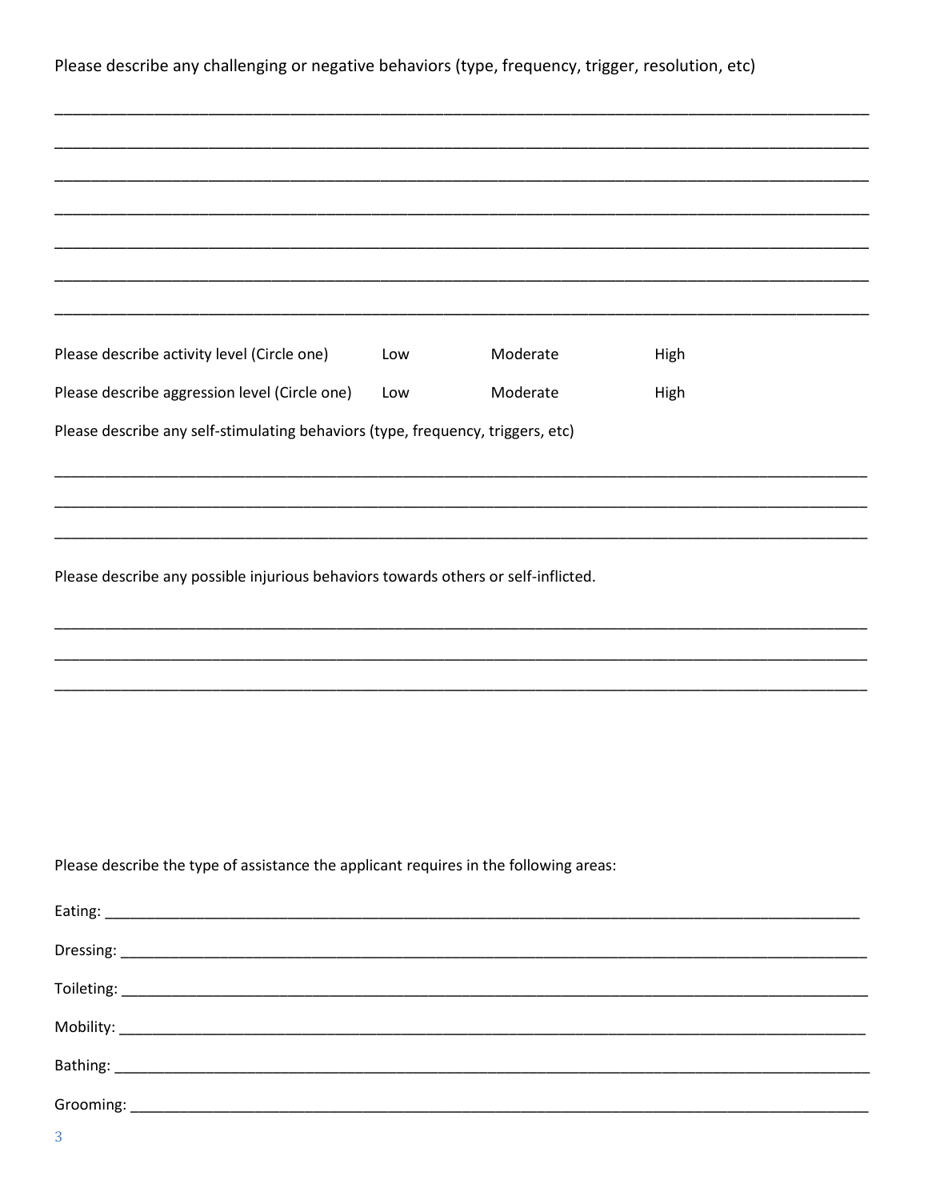Please describe any challenging or negative behaviors (type, frequency, trigger, resolution, etc)

___________________________________________________________________________________________

___________________________________________________________________________________________

___________________________________________________________________________________________

___________________________________________________________________________________________

___________________________________________________________________________________________

___________________________________________________________________________________________

___________________________________________________________________________________________

Please describe activity level (Circle one) Low Moderate High

Please describe aggression level (Circle one) Low Moderate High

Please describe any self-stimulating behaviors (type, frequency, triggers, etc)

___________________________________________________________________________________________

___________________________________________________________________________________________

___________________________________________________________________________________________

Please describe any possible injurious behaviors towards others or self-inflicted.

___________________________________________________________________________________________

___________________________________________________________________________________________

___________________________________________________________________________________________

Please describe the type of assistance the applicant requires in the following areas:

Eating: ____________________________________________________________________________________

Dressing: __________________________________________________________________________________

Toileting: _________________________________________________________________________________

Mobility: __________________________________________________________________________________

Bathing: ___________________________________________________________________________________

Grooming: _________________________________________________________________________________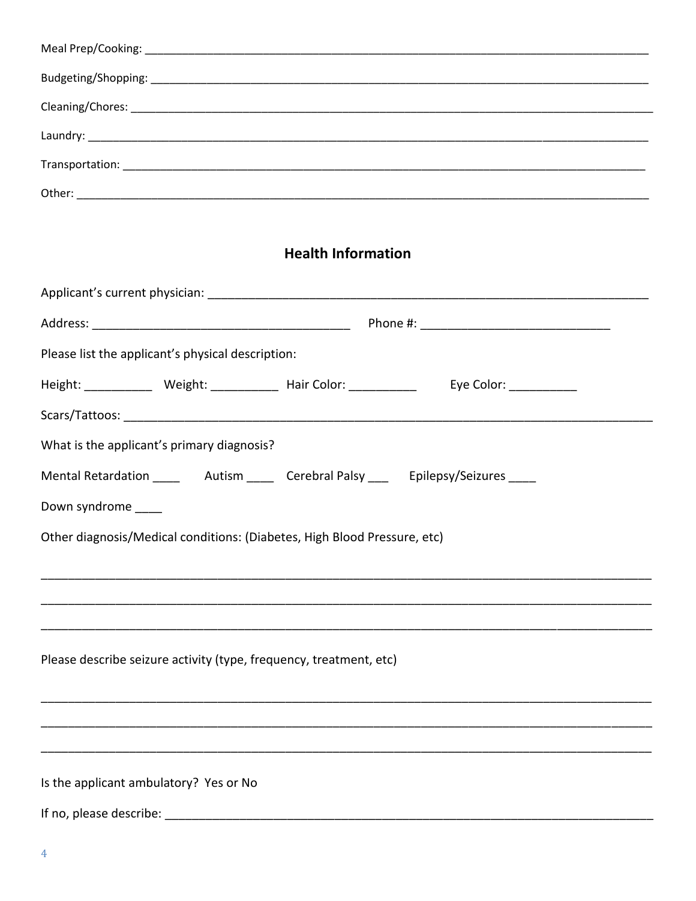Meal Prep/Cooking: ___________________________________________________________________________

Budgeting/Shopping: __________________________________________________________________________

Cleaning/Chores: _____________________________________________________________________________

Laundry: ____________________________________________________________________________________

Transportation: ______________________________________________________________________________

Other: ______________________________________________________________________________________

## Health Information

Applicant's current physician: _______________________________________________________________

Address: ______________________________________ Phone #: ____________________________

Please list the applicant's physical description:

Height: __________ Weight: __________ Hair Color: __________ Eye Color: __________

Scars/Tattoos: _______________________________________________________________________________

What is the applicant's primary diagnosis?

Mental Retardation ____ Autism ____ Cerebral Palsy ___ Epilepsy/Seizures ____

Down syndrome ____

Other diagnosis/Medical conditions: (Diabetes, High Blood Pressure, etc)

_____________________________________________________________________________________________

_____________________________________________________________________________________________

_____________________________________________________________________________________________

Please describe seizure activity (type, frequency, treatment, etc)

_____________________________________________________________________________________________

_____________________________________________________________________________________________

_____________________________________________________________________________________________

Is the applicant ambulatory? Yes or No

If no, please describe: _______________________________________________________________________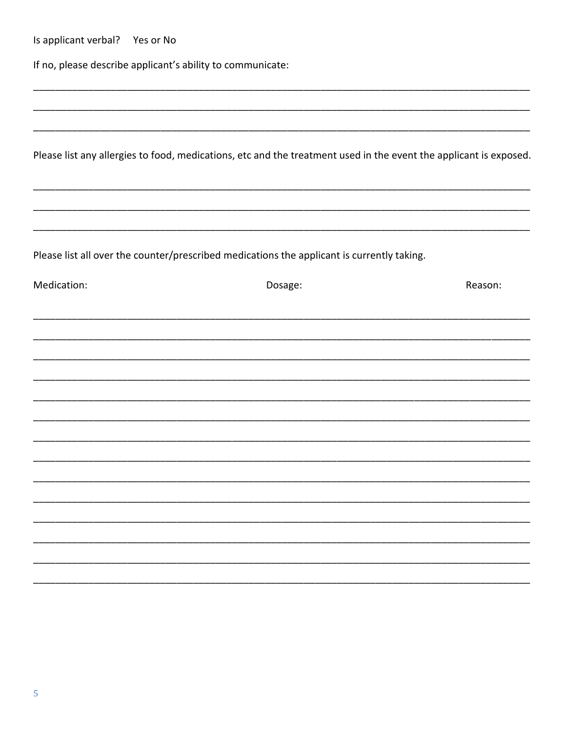Is applicant verbal?    Yes or No

If no, please describe applicant's ability to communicate:

_______________________________________________________________________________

_______________________________________________________________________________

_______________________________________________________________________________

Please list any allergies to food, medications, etc and the treatment used in the event the applicant is exposed.

_______________________________________________________________________________

_______________________________________________________________________________

_______________________________________________________________________________

Please list all over the counter/prescribed medications the applicant is currently taking.

Medication:                                        Dosage:                                        Reason:

_______________________________________________________________________________

_______________________________________________________________________________

_______________________________________________________________________________

_______________________________________________________________________________

_______________________________________________________________________________

_______________________________________________________________________________

_______________________________________________________________________________

_______________________________________________________________________________

_______________________________________________________________________________

_______________________________________________________________________________

_______________________________________________________________________________

_______________________________________________________________________________

_______________________________________________________________________________

_______________________________________________________________________________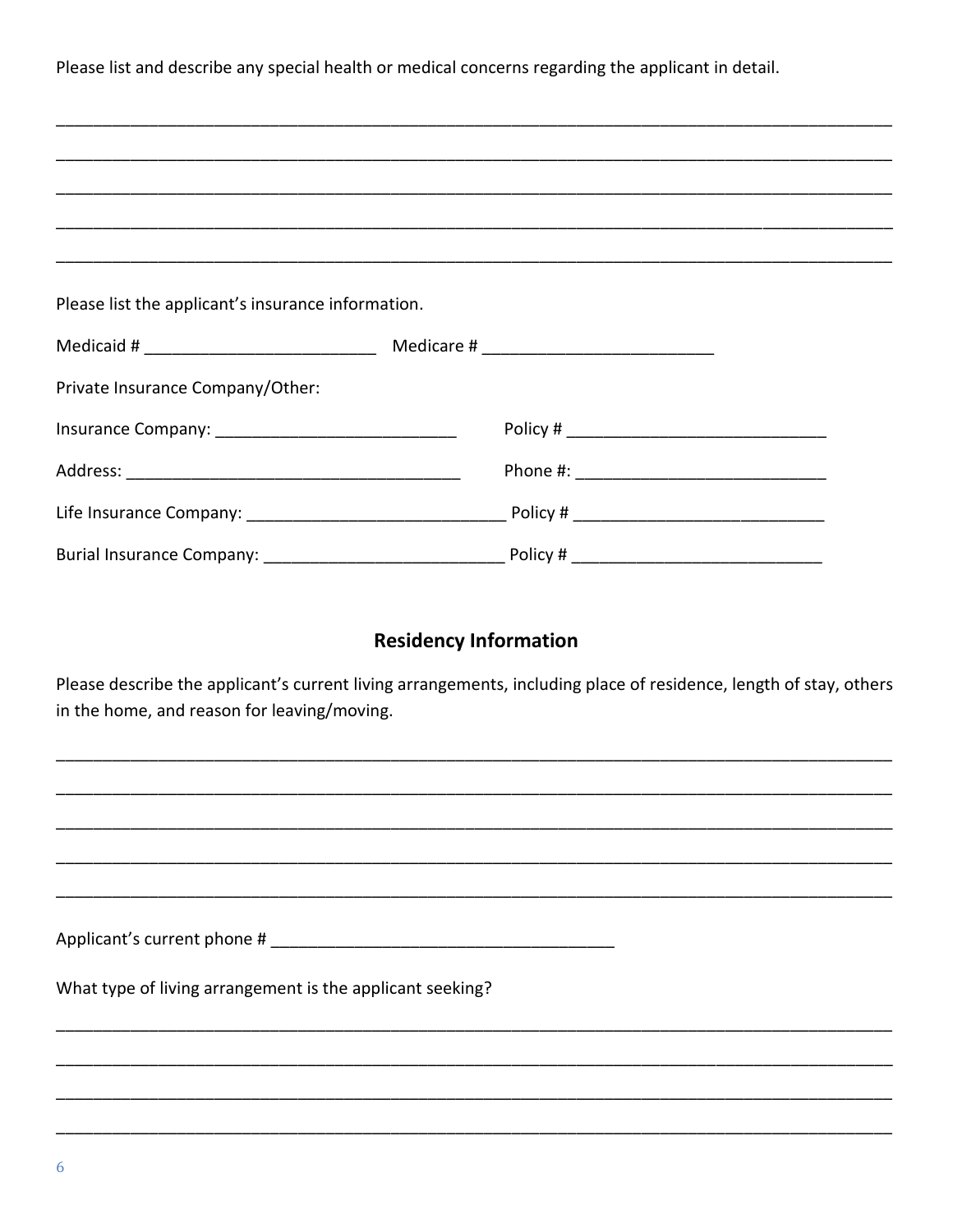Please list and describe any special health or medical concerns regarding the applicant in detail.

_______________________________________________________________________________________

_______________________________________________________________________________________

_______________________________________________________________________________________

_______________________________________________________________________________________

_______________________________________________________________________________________

Please list the applicant's insurance information.

Medicaid # _________________________ Medicare # _________________________

Private Insurance Company/Other:

Insurance Company: ___________________________ Policy # _____________________________

Address: _____________________________________ Phone #: ____________________________

Life Insurance Company: ____________________________ Policy # ___________________________

Burial Insurance Company: __________________________ Policy # ___________________________

## Residency Information

Please describe the applicant's current living arrangements, including place of residence, length of stay, others in the home, and reason for leaving/moving.

_______________________________________________________________________________________

_______________________________________________________________________________________

_______________________________________________________________________________________

_______________________________________________________________________________________

_______________________________________________________________________________________

Applicant's current phone # ______________________________________

What type of living arrangement is the applicant seeking?

_______________________________________________________________________________________

_______________________________________________________________________________________

_______________________________________________________________________________________

_______________________________________________________________________________________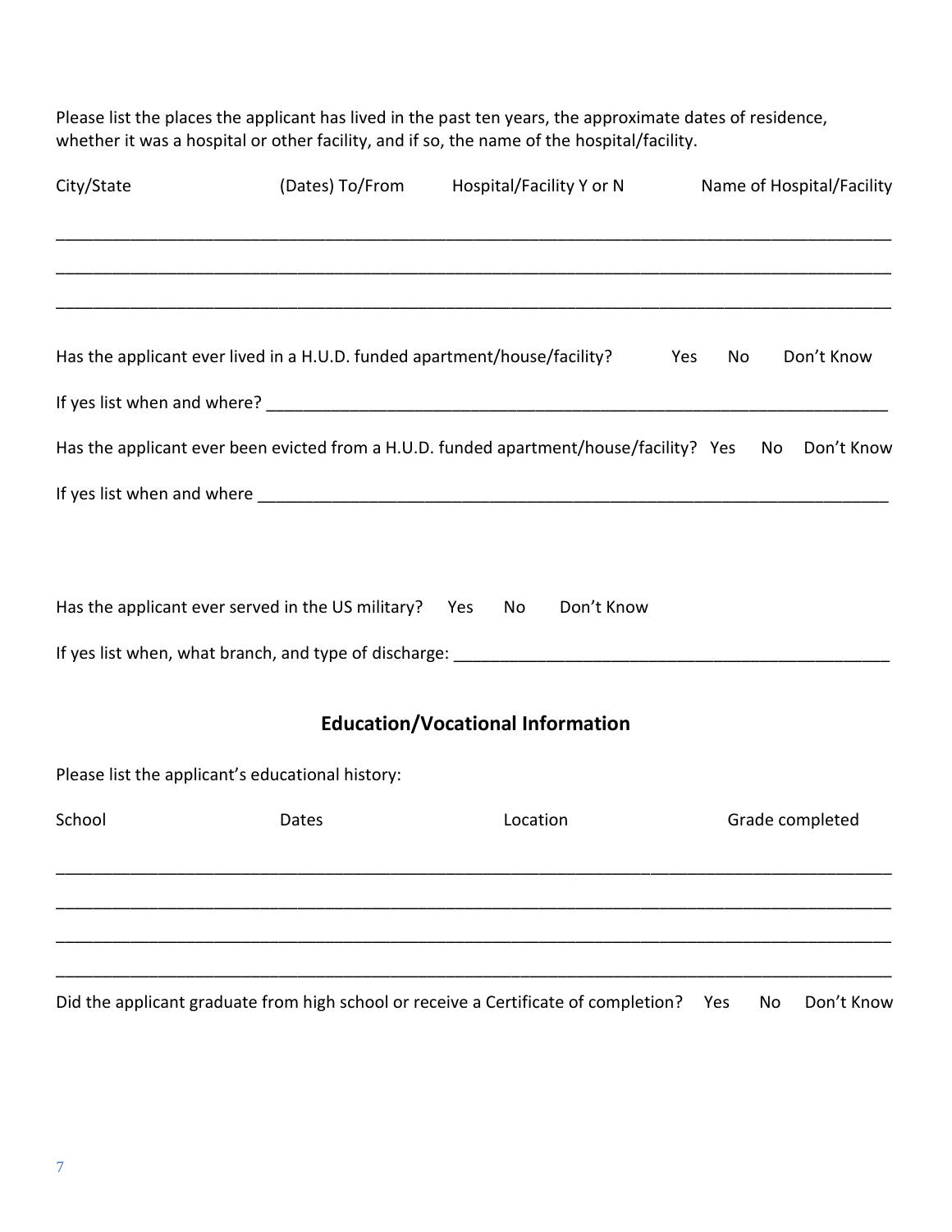Please list the places the applicant has lived in the past ten years, the approximate dates of residence, whether it was a hospital or other facility, and if so, the name of the hospital/facility.

| City/State | (Dates) To/From | Hospital/Facility Y or N | Name of Hospital/Facility |
| --- | --- | --- | --- |
| | | | |
| | | | |
| | | | |

Has the applicant ever lived in a H.U.D. funded apartment/house/facility? Yes No Don't Know

If yes list when and where? ______________________________________________________________________

Has the applicant ever been evicted from a H.U.D. funded apartment/house/facility? Yes No Don't Know

If yes list when and where ______________________________________________________________________

Has the applicant ever served in the US military? Yes No Don't Know

If yes list when, what branch, and type of discharge: ________________________________________________

## Education/Vocational Information

Please list the applicant's educational history:

| School | Dates | Location | Grade completed |
| --- | --- | --- | --- |
| | | | |
| | | | |
| | | | |
| | | | |

Did the applicant graduate from high school or receive a Certificate of completion? Yes No Don't Know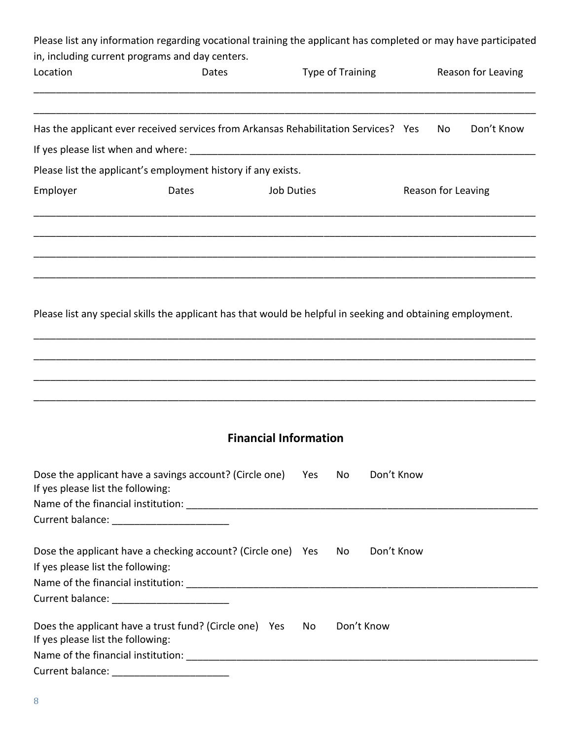Please list any information regarding vocational training the applicant has completed or may have participated in, including current programs and day centers.

| Location | Dates | Type of Training | Reason for Leaving |
|---|---|---|---|
| | | | |
| | | | |

Has the applicant ever received services from Arkansas Rehabilitation Services? Yes No Don't Know

If yes please list when and where: ______________________________________________________________

Please list the applicant's employment history if any exists.

| Employer | Dates | Job Duties | Reason for Leaving |
|---|---|---|---|
| | | | |
| | | | |
| | | | |
| | | | |

Please list any special skills the applicant has that would be helpful in seeking and obtaining employment.

______________________________________________________________________________________

______________________________________________________________________________________

______________________________________________________________________________________

______________________________________________________________________________________

## Financial Information

Dose the applicant have a savings account? (Circle one) Yes No Don't Know
If yes please list the following:
Name of the financial institution: ______________________________________________________________
Current balance: ______________________

Dose the applicant have a checking account? (Circle one) Yes No Don't Know
If yes please list the following:
Name of the financial institution: ______________________________________________________________
Current balance: ______________________

Does the applicant have a trust fund? (Circle one) Yes No Don't Know
If yes please list the following:
Name of the financial institution: ______________________________________________________________
Current balance: ______________________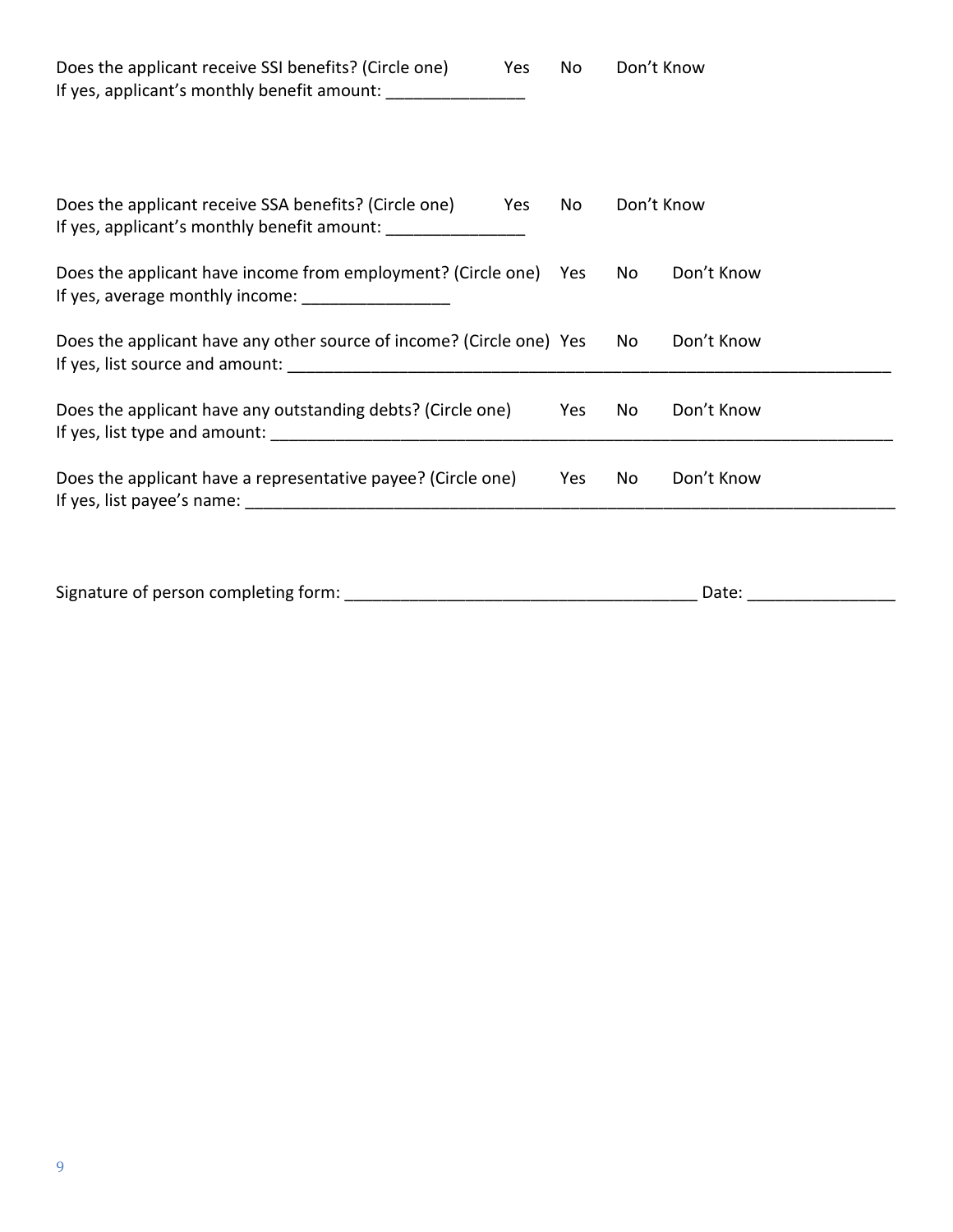Does the applicant receive SSI benefits? (Circle one) Yes No Don't Know
If yes, applicant's monthly benefit amount: _______________

Does the applicant receive SSA benefits? (Circle one) Yes No Don't Know
If yes, applicant's monthly benefit amount: _______________

Does the applicant have income from employment? (Circle one) Yes No Don't Know
If yes, average monthly income: ________________

Does the applicant have any other source of income? (Circle one) Yes No Don't Know
If yes, list source and amount: ____________________________________________________________________

Does the applicant have any outstanding debts? (Circle one) Yes No Don't Know
If yes, list type and amount: ______________________________________________________________________

Does the applicant have a representative payee? (Circle one) Yes No Don't Know
If yes, list payee's name: _________________________________________________________________________

Signature of person completing form: ______________________________________ Date: ________________